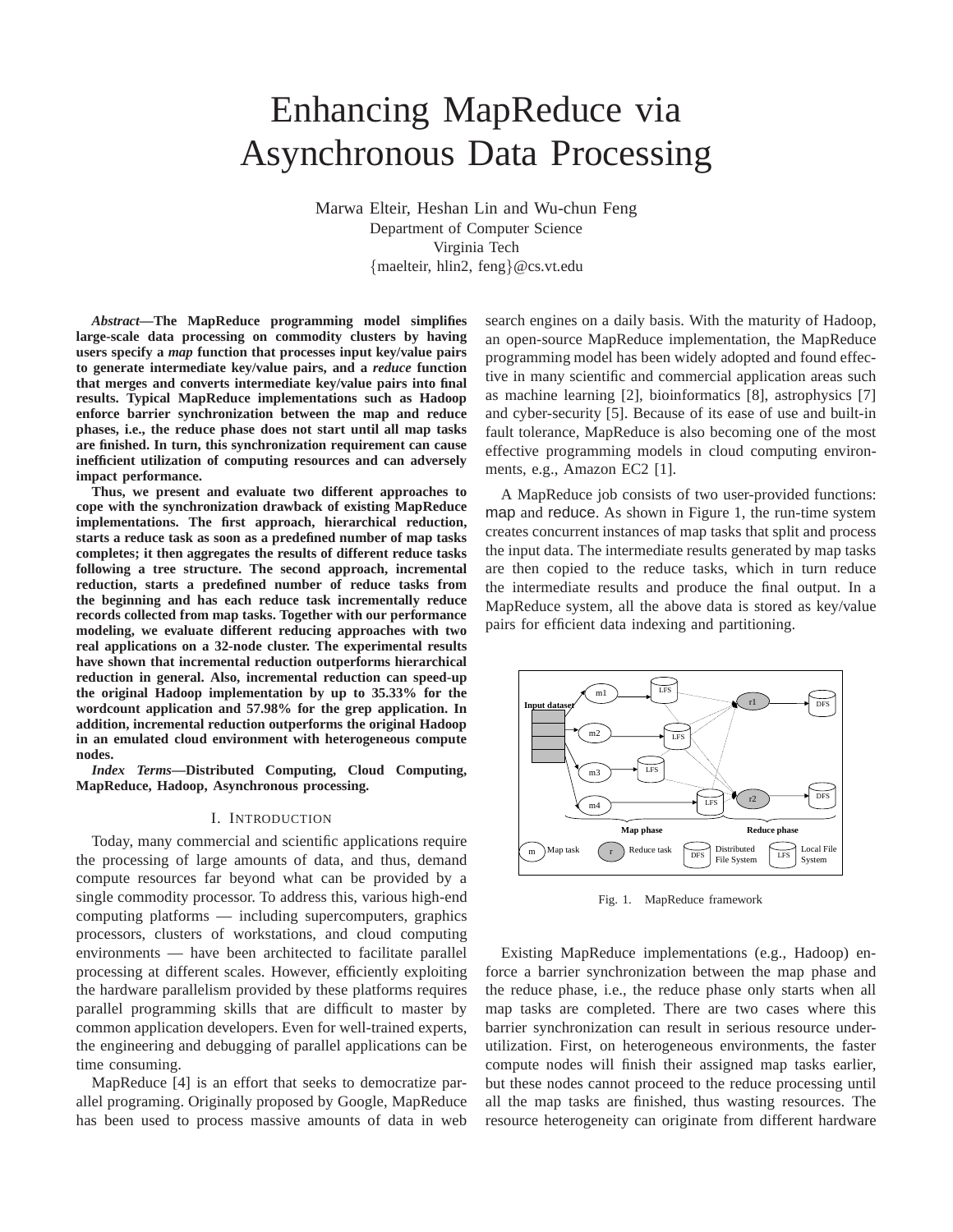# Enhancing MapReduce via Asynchronous Data Processing

Marwa Elteir, Heshan Lin and Wu-chun Feng
Department of Computer Science
Virginia Tech
{maelteir, hlin2, feng}@cs.vt.edu

***Abstract*—The MapReduce programming model simplifies large-scale data processing on commodity clusters by having users specify a *map* function that processes input key/value pairs to generate intermediate key/value pairs, and a *reduce* function that merges and converts intermediate key/value pairs into final results. Typical MapReduce implementations such as Hadoop enforce barrier synchronization between the map and reduce phases, i.e., the reduce phase does not start until all map tasks are finished. In turn, this synchronization requirement can cause inefficient utilization of computing resources and can adversely impact performance.**

**Thus, we present and evaluate two different approaches to cope with the synchronization drawback of existing MapReduce implementations. The first approach, hierarchical reduction, starts a reduce task as soon as a predefined number of map tasks completes; it then aggregates the results of different reduce tasks following a tree structure. The second approach, incremental reduction, starts a predefined number of reduce tasks from the beginning and has each reduce task incrementally reduce records collected from map tasks. Together with our performance modeling, we evaluate different reducing approaches with two real applications on a 32-node cluster. The experimental results have shown that incremental reduction outperforms hierarchical reduction in general. Also, incremental reduction can speed-up the original Hadoop implementation by up to 35.33% for the wordcount application and 57.98% for the grep application. In addition, incremental reduction outperforms the original Hadoop in an emulated cloud environment with heterogeneous compute nodes.**

***Index Terms*—Distributed Computing, Cloud Computing, MapReduce, Hadoop, Asynchronous processing.**

## I. Introduction

Today, many commercial and scientific applications require the processing of large amounts of data, and thus, demand compute resources far beyond what can be provided by a single commodity processor. To address this, various high-end computing platforms — including supercomputers, graphics processors, clusters of workstations, and cloud computing environments — have been architected to facilitate parallel processing at different scales. However, efficiently exploiting the hardware parallelism provided by these platforms requires parallel programming skills that are difficult to master by common application developers. Even for well-trained experts, the engineering and debugging of parallel applications can be time consuming.

MapReduce [4] is an effort that seeks to democratize parallel programing. Originally proposed by Google, MapReduce has been used to process massive amounts of data in web search engines on a daily basis. With the maturity of Hadoop, an open-source MapReduce implementation, the MapReduce programming model has been widely adopted and found effective in many scientific and commercial application areas such as machine learning [2], bioinformatics [8], astrophysics [7] and cyber-security [5]. Because of its ease of use and built-in fault tolerance, MapReduce is also becoming one of the most effective programming models in cloud computing environments, e.g., Amazon EC2 [1].

A MapReduce job consists of two user-provided functions: map and reduce. As shown in Figure 1, the run-time system creates concurrent instances of map tasks that split and process the input data. The intermediate results generated by map tasks are then copied to the reduce tasks, which in turn reduce the intermediate results and produce the final output. In a MapReduce system, all the above data is stored as key/value pairs for efficient data indexing and partitioning.

Input dataset
m1
m2
m3
m4
LFS
r1
r2
DFS
Map phase
Reduce phase
m Map task
r Reduce task
DFS Distributed File System
LFS Local File System

Fig. 1. MapReduce framework

Existing MapReduce implementations (e.g., Hadoop) enforce a barrier synchronization between the map phase and the reduce phase, i.e., the reduce phase only starts when all map tasks are completed. There are two cases where this barrier synchronization can result in serious resource under-utilization. First, on heterogeneous environments, the faster compute nodes will finish their assigned map tasks earlier, but these nodes cannot proceed to the reduce processing until all the map tasks are finished, thus wasting resources. The resource heterogeneity can originate from different hardware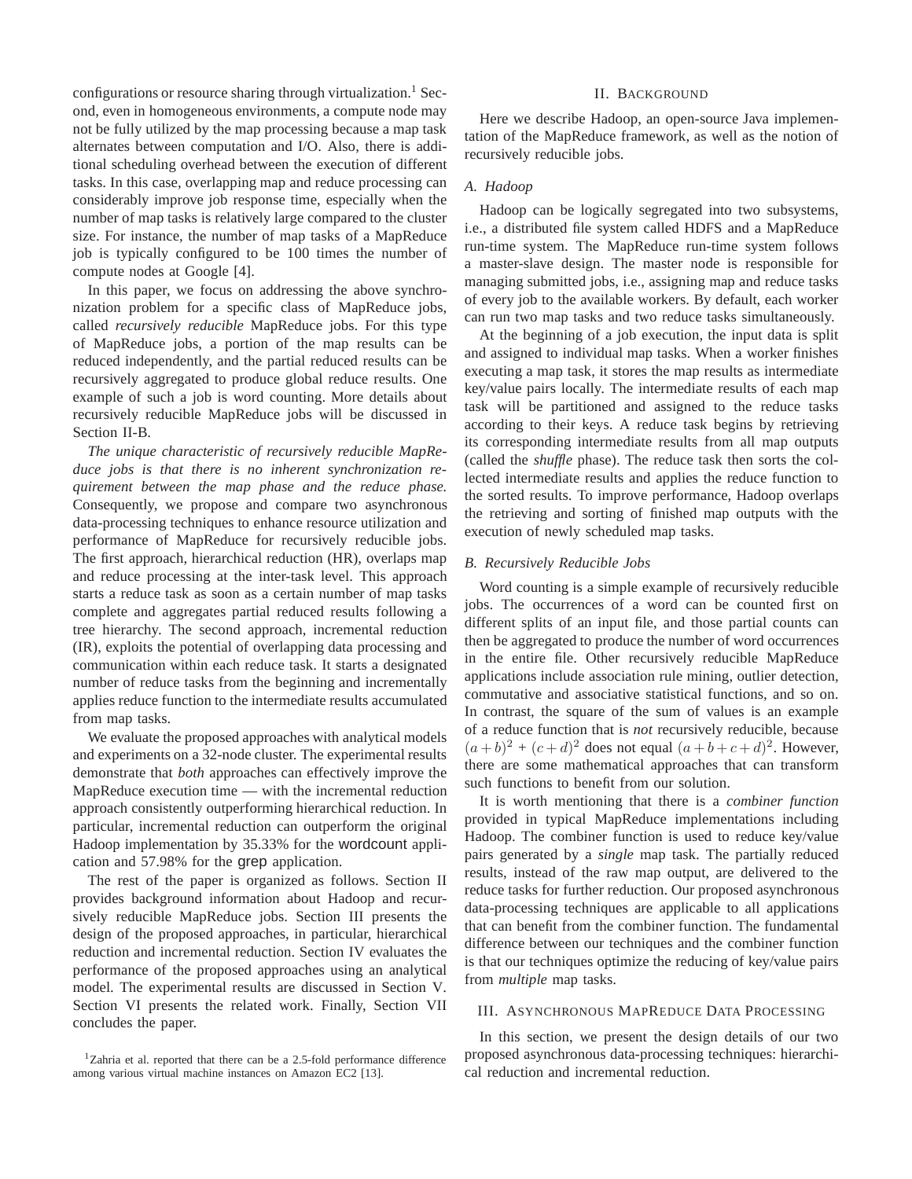configurations or resource sharing through virtualization.[1] Second, even in homogeneous environments, a compute node may not be fully utilized by the map processing because a map task alternates between computation and I/O. Also, there is additional scheduling overhead between the execution of different tasks. In this case, overlapping map and reduce processing can considerably improve job response time, especially when the number of map tasks is relatively large compared to the cluster size. For instance, the number of map tasks of a MapReduce job is typically configured to be 100 times the number of compute nodes at Google [4].

In this paper, we focus on addressing the above synchronization problem for a specific class of MapReduce jobs, called *recursively reducible* MapReduce jobs. For this type of MapReduce jobs, a portion of the map results can be reduced independently, and the partial reduced results can be recursively aggregated to produce global reduce results. One example of such a job is word counting. More details about recursively reducible MapReduce jobs will be discussed in Section II-B.

*The unique characteristic of recursively reducible MapReduce jobs is that there is no inherent synchronization requirement between the map phase and the reduce phase.* Consequently, we propose and compare two asynchronous data-processing techniques to enhance resource utilization and performance of MapReduce for recursively reducible jobs. The first approach, hierarchical reduction (HR), overlaps map and reduce processing at the inter-task level. This approach starts a reduce task as soon as a certain number of map tasks complete and aggregates partial reduced results following a tree hierarchy. The second approach, incremental reduction (IR), exploits the potential of overlapping data processing and communication within each reduce task. It starts a designated number of reduce tasks from the beginning and incrementally applies reduce function to the intermediate results accumulated from map tasks.

We evaluate the proposed approaches with analytical models and experiments on a 32-node cluster. The experimental results demonstrate that *both* approaches can effectively improve the MapReduce execution time — with the incremental reduction approach consistently outperforming hierarchical reduction. In particular, incremental reduction can outperform the original Hadoop implementation by 35.33% for the wordcount application and 57.98% for the grep application.

The rest of the paper is organized as follows. Section II provides background information about Hadoop and recursively reducible MapReduce jobs. Section III presents the design of the proposed approaches, in particular, hierarchical reduction and incremental reduction. Section IV evaluates the performance of the proposed approaches using an analytical model. The experimental results are discussed in Section V. Section VI presents the related work. Finally, Section VII concludes the paper.

[1] Zahria et al. reported that there can be a 2.5-fold performance difference among various virtual machine instances on Amazon EC2 [13].

## II. Background

Here we describe Hadoop, an open-source Java implementation of the MapReduce framework, as well as the notion of recursively reducible jobs.

### A. Hadoop

Hadoop can be logically segregated into two subsystems, i.e., a distributed file system called HDFS and a MapReduce run-time system. The MapReduce run-time system follows a master-slave design. The master node is responsible for managing submitted jobs, i.e., assigning map and reduce tasks of every job to the available workers. By default, each worker can run two map tasks and two reduce tasks simultaneously.

At the beginning of a job execution, the input data is split and assigned to individual map tasks. When a worker finishes executing a map task, it stores the map results as intermediate key/value pairs locally. The intermediate results of each map task will be partitioned and assigned to the reduce tasks according to their keys. A reduce task begins by retrieving its corresponding intermediate results from all map outputs (called the *shuffle* phase). The reduce task then sorts the collected intermediate results and applies the reduce function to the sorted results. To improve performance, Hadoop overlaps the retrieving and sorting of finished map outputs with the execution of newly scheduled map tasks.

### B. Recursively Reducible Jobs

Word counting is a simple example of recursively reducible jobs. The occurrences of a word can be counted first on different splits of an input file, and those partial counts can then be aggregated to produce the number of word occurrences in the entire file. Other recursively reducible MapReduce applications include association rule mining, outlier detection, commutative and associative statistical functions, and so on. In contrast, the square of the sum of values is an example of a reduce function that is *not* recursively reducible, because $(a+b)^2$ + $(c+d)^2$ does not equal $(a+b+c+d)^2$. However, there are some mathematical approaches that can transform such functions to benefit from our solution.

It is worth mentioning that there is a *combiner function* provided in typical MapReduce implementations including Hadoop. The combiner function is used to reduce key/value pairs generated by a *single* map task. The partially reduced results, instead of the raw map output, are delivered to the reduce tasks for further reduction. Our proposed asynchronous data-processing techniques are applicable to all applications that can benefit from the combiner function. The fundamental difference between our techniques and the combiner function is that our techniques optimize the reducing of key/value pairs from *multiple* map tasks.

## III. Asynchronous MapReduce Data Processing

In this section, we present the design details of our two proposed asynchronous data-processing techniques: hierarchical reduction and incremental reduction.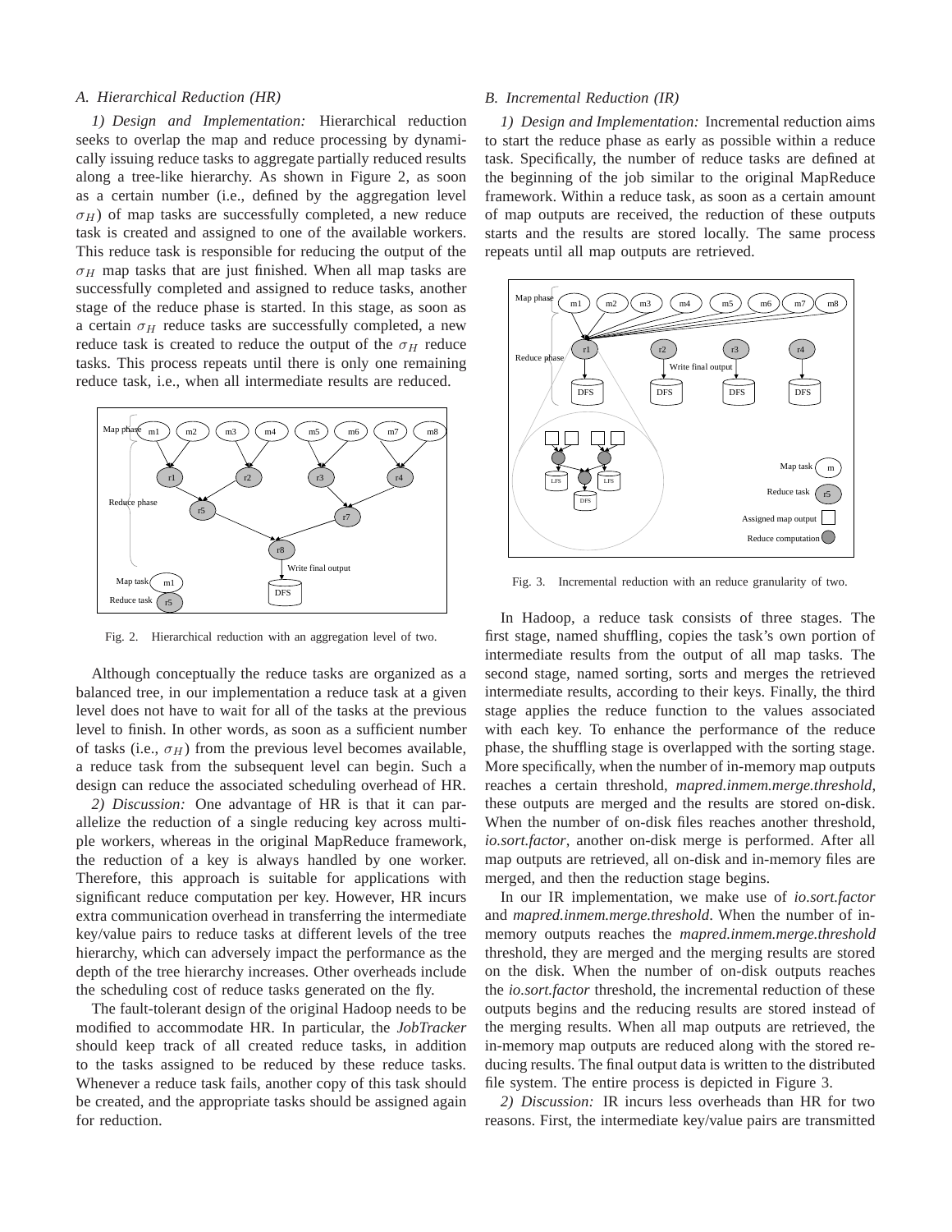### A. Hierarchical Reduction (HR)

*1) Design and Implementation:* Hierarchical reduction seeks to overlap the map and reduce processing by dynamically issuing reduce tasks to aggregate partially reduced results along a tree-like hierarchy. As shown in Figure 2, as soon as a certain number (i.e., defined by the aggregation level $\sigma_H$) of map tasks are successfully completed, a new reduce task is created and assigned to one of the available workers. This reduce task is responsible for reducing the output of the $\sigma_H$ map tasks that are just finished. When all map tasks are successfully completed and assigned to reduce tasks, another stage of the reduce phase is started. In this stage, as soon as a certain $\sigma_H$ reduce tasks are successfully completed, a new reduce task is created to reduce the output of the $\sigma_H$ reduce tasks. This process repeats until there is only one remaining reduce task, i.e., when all intermediate results are reduced.

Fig. 2. Hierarchical reduction with an aggregation level of two.

Although conceptually the reduce tasks are organized as a balanced tree, in our implementation a reduce task at a given level does not have to wait for all of the tasks at the previous level to finish. In other words, as soon as a sufficient number of tasks (i.e., $\sigma_H$) from the previous level becomes available, a reduce task from the subsequent level can begin. Such a design can reduce the associated scheduling overhead of HR.

*2) Discussion:* One advantage of HR is that it can parallelize the reduction of a single reducing key across multiple workers, whereas in the original MapReduce framework, the reduction of a key is always handled by one worker. Therefore, this approach is suitable for applications with significant reduce computation per key. However, HR incurs extra communication overhead in transferring the intermediate key/value pairs to reduce tasks at different levels of the tree hierarchy, which can adversely impact the performance as the depth of the tree hierarchy increases. Other overheads include the scheduling cost of reduce tasks generated on the fly.

The fault-tolerant design of the original Hadoop needs to be modified to accommodate HR. In particular, the *JobTracker* should keep track of all created reduce tasks, in addition to the tasks assigned to be reduced by these reduce tasks. Whenever a reduce task fails, another copy of this task should be created, and the appropriate tasks should be assigned again for reduction.

### B. Incremental Reduction (IR)

*1) Design and Implementation:* Incremental reduction aims to start the reduce phase as early as possible within a reduce task. Specifically, the number of reduce tasks are defined at the beginning of the job similar to the original MapReduce framework. Within a reduce task, as soon as a certain amount of map outputs are received, the reduction of these outputs starts and the results are stored locally. The same process repeats until all map outputs are retrieved.

Fig. 3. Incremental reduction with an reduce granularity of two.

In Hadoop, a reduce task consists of three stages. The first stage, named shuffling, copies the task's own portion of intermediate results from the output of all map tasks. The second stage, named sorting, sorts and merges the retrieved intermediate results, according to their keys. Finally, the third stage applies the reduce function to the values associated with each key. To enhance the performance of the reduce phase, the shuffling stage is overlapped with the sorting stage. More specifically, when the number of in-memory map outputs reaches a certain threshold, *mapred.inmem.merge.threshold*, these outputs are merged and the results are stored on-disk. When the number of on-disk files reaches another threshold, *io.sort.factor*, another on-disk merge is performed. After all map outputs are retrieved, all on-disk and in-memory files are merged, and then the reduction stage begins.

In our IR implementation, we make use of *io.sort.factor* and *mapred.inmem.merge.threshold*. When the number of in-memory outputs reaches the *mapred.inmem.merge.threshold* threshold, they are merged and the merging results are stored on the disk. When the number of on-disk outputs reaches the *io.sort.factor* threshold, the incremental reduction of these outputs begins and the reducing results are stored instead of the merging results. When all map outputs are retrieved, the in-memory map outputs are reduced along with the stored reducing results. The final output data is written to the distributed file system. The entire process is depicted in Figure 3.

*2) Discussion:* IR incurs less overheads than HR for two reasons. First, the intermediate key/value pairs are transmitted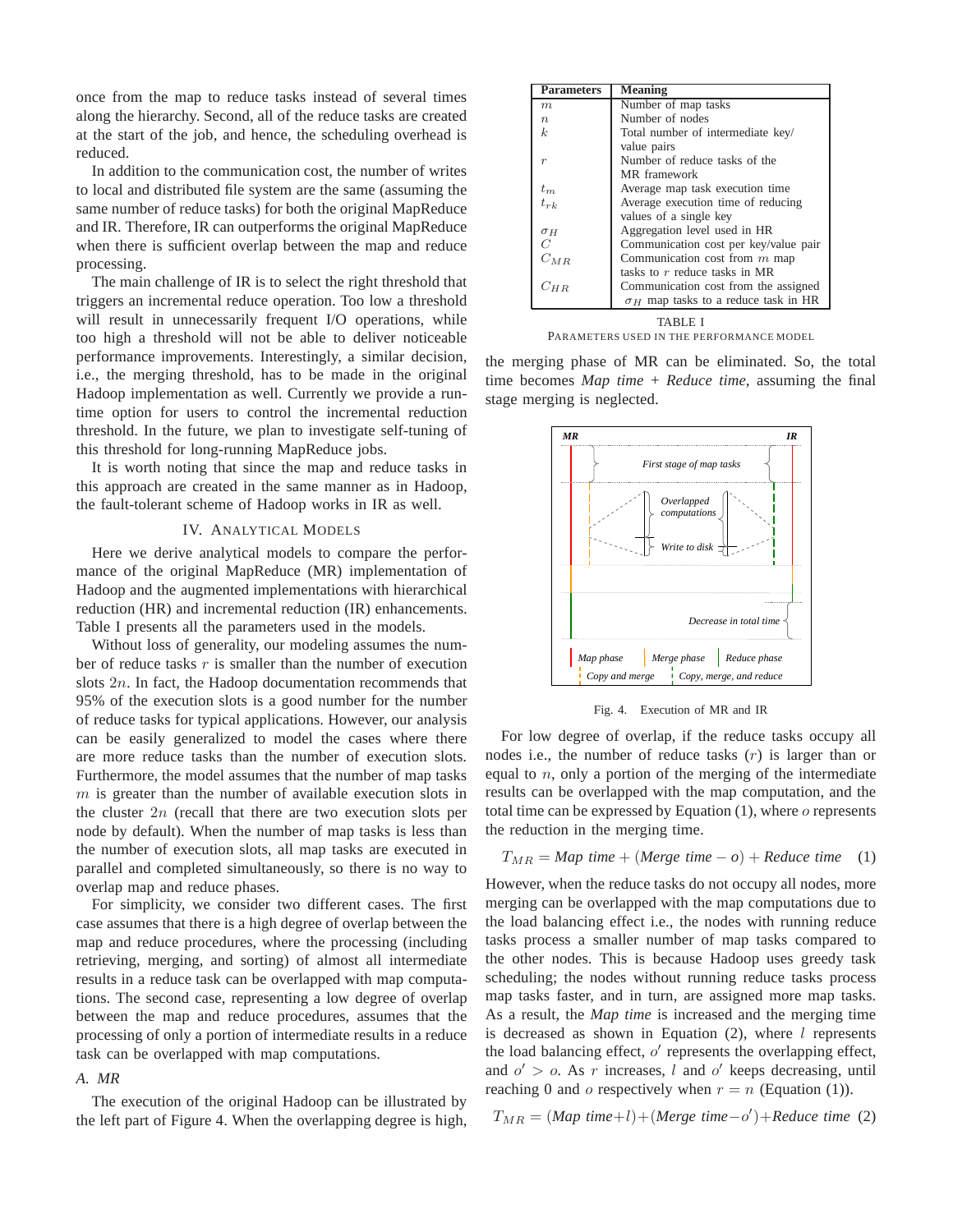once from the map to reduce tasks instead of several times along the hierarchy. Second, all of the reduce tasks are created at the start of the job, and hence, the scheduling overhead is reduced.

In addition to the communication cost, the number of writes to local and distributed file system are the same (assuming the same number of reduce tasks) for both the original MapReduce and IR. Therefore, IR can outperforms the original MapReduce when there is sufficient overlap between the map and reduce processing.

The main challenge of IR is to select the right threshold that triggers an incremental reduce operation. Too low a threshold will result in unnecessarily frequent I/O operations, while too high a threshold will not be able to deliver noticeable performance improvements. Interestingly, a similar decision, i.e., the merging threshold, has to be made in the original Hadoop implementation as well. Currently we provide a run-time option for users to control the incremental reduction threshold. In the future, we plan to investigate self-tuning of this threshold for long-running MapReduce jobs.

It is worth noting that since the map and reduce tasks in this approach are created in the same manner as in Hadoop, the fault-tolerant scheme of Hadoop works in IR as well.

## IV. Analytical Models

Here we derive analytical models to compare the performance of the original MapReduce (MR) implementation of Hadoop and the augmented implementations with hierarchical reduction (HR) and incremental reduction (IR) enhancements. Table I presents all the parameters used in the models.

Without loss of generality, our modeling assumes the number of reduce tasks $r$ is smaller than the number of execution slots $2n$. In fact, the Hadoop documentation recommends that 95% of the execution slots is a good number for the number of reduce tasks for typical applications. However, our analysis can be easily generalized to model the cases where there are more reduce tasks than the number of execution slots. Furthermore, the model assumes that the number of map tasks $m$ is greater than the number of available execution slots in the cluster $2n$ (recall that there are two execution slots per node by default). When the number of map tasks is less than the number of execution slots, all map tasks are executed in parallel and completed simultaneously, so there is no way to overlap map and reduce phases.

For simplicity, we consider two different cases. The first case assumes that there is a high degree of overlap between the map and reduce procedures, where the processing (including retrieving, merging, and sorting) of almost all intermediate results in a reduce task can be overlapped with map computations. The second case, representing a low degree of overlap between the map and reduce procedures, assumes that the processing of only a portion of intermediate results in a reduce task can be overlapped with map computations.

### A. MR

The execution of the original Hadoop can be illustrated by the left part of Figure 4. When the overlapping degree is high, the merging phase of MR can be eliminated. So, the total time becomes *Map time* + *Reduce time*, assuming the final stage merging is neglected.

| Parameters | Meaning |
|---|---|
| $m$ | Number of map tasks |
| $n$ | Number of nodes |
| $k$ | Total number of intermediate key/ value pairs |
| $r$ | Number of reduce tasks of the MR framework |
| $t_m$ | Average map task execution time |
| $t_{rk}$ | Average execution time of reducing values of a single key |
| $\sigma_H$ | Aggregation level used in HR |
| $C$ | Communication cost per key/value pair |
| $C_{MR}$ | Communication cost from $m$ map tasks to $r$ reduce tasks in MR |
| $C_{HR}$ | Communication cost from the assigned $\sigma_H$ map tasks to a reduce task in HR |

TABLE I
PARAMETERS USED IN THE PERFORMANCE MODEL

Fig. 4. Execution of MR and IR

For low degree of overlap, if the reduce tasks occupy all nodes i.e., the number of reduce tasks ($r$) is larger than or equal to $n$, only a portion of the merging of the intermediate results can be overlapped with the map computation, and the total time can be expressed by Equation (1), where $o$ represents the reduction in the merging time.

$$T_{MR} = \textit{Map time} + (\textit{Merge time} - o) + \textit{Reduce time} \quad (1)$$

However, when the reduce tasks do not occupy all nodes, more merging can be overlapped with the map computations due to the load balancing effect i.e., the nodes with running reduce tasks process a smaller number of map tasks compared to the other nodes. This is because Hadoop uses greedy task scheduling; the nodes without running reduce tasks process map tasks faster, and in turn, are assigned more map tasks. As a result, the *Map time* is increased and the merging time is decreased as shown in Equation (2), where $l$ represents the load balancing effect, $o'$ represents the overlapping effect, and $o' > o$. As $r$ increases, $l$ and $o'$ keeps decreasing, until reaching 0 and $o$ respectively when $r = n$ (Equation (1)).

$$T_{MR} = (\textit{Map time} + l) + (\textit{Merge time} - o') + \textit{Reduce time} \quad (2)$$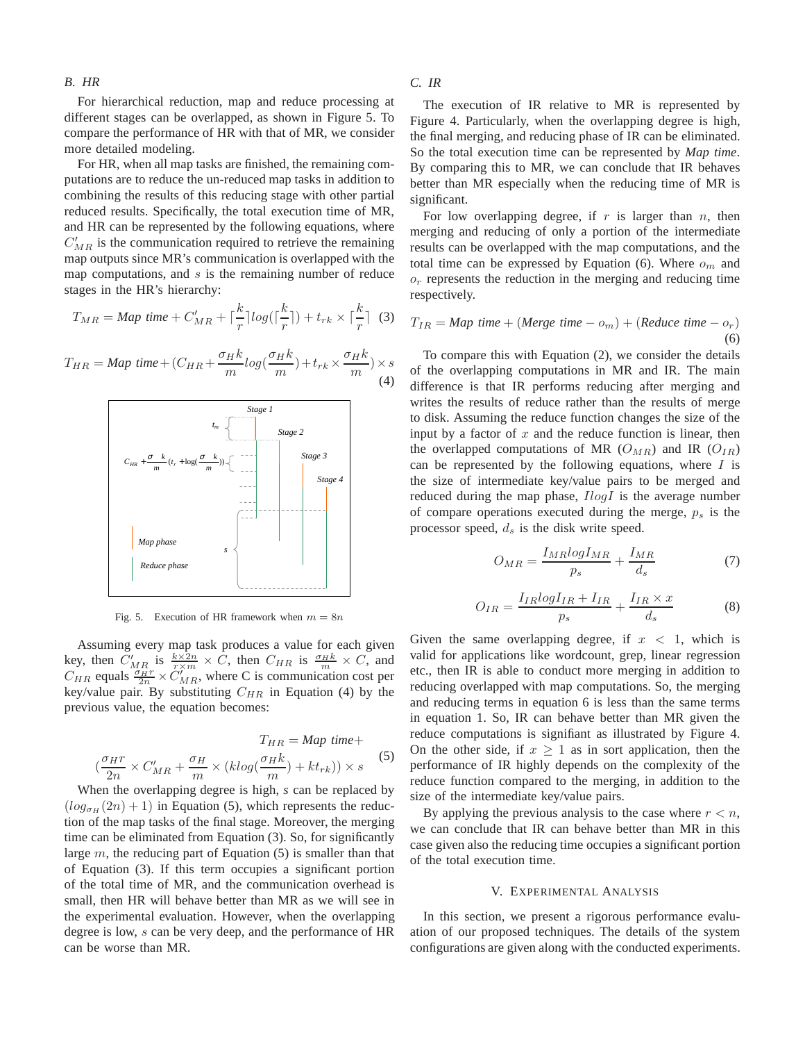### B. HR

For hierarchical reduction, map and reduce processing at different stages can be overlapped, as shown in Figure 5. To compare the performance of HR with that of MR, we consider more detailed modeling.

For HR, when all map tasks are finished, the remaining computations are to reduce the un-reduced map tasks in addition to combining the results of this reducing stage with other partial reduced results. Specifically, the total execution time of MR, and HR can be represented by the following equations, where $C'_{MR}$ is the communication required to retrieve the remaining map outputs since MR's communication is overlapped with the map computations, and $s$ is the remaining number of reduce stages in the HR's hierarchy:

$$T_{MR} = \textit{Map time} + C'_{MR} + \lceil \frac{k}{r} \rceil log(\lceil \frac{k}{r} \rceil) + t_{rk} \times \lceil \frac{k}{r} \rceil \quad (3)$$

$$T_{HR} = \textit{Map time} + (C_{HR} + \frac{\sigma_H k}{m} log(\frac{\sigma_H k}{m}) + t_{rk} \times \frac{\sigma_H k}{m}) \times s \quad (4)$$

Fig. 5. Execution of HR framework when $m = 8n$

Assuming every map task produces a value for each given key, then $C'_{MR}$ is $\frac{k \times 2n}{r \times m} \times C$, then $C_{HR}$ is $\frac{\sigma_H k}{m} \times C$, and $C_{HR}$ equals $\frac{\sigma_H r}{2n} \times C'_{MR}$, where C is communication cost per key/value pair. By substituting $C_{HR}$ in Equation (4) by the previous value, the equation becomes:

$$T_{HR} = \textit{Map time} + (\frac{\sigma_H r}{2n} \times C'_{MR} + \frac{\sigma_H}{m} \times (k log(\frac{\sigma_H k}{m}) + k t_{rk})) \times s \quad (5)$$

When the overlapping degree is high, $s$ can be replaced by $(log_{\sigma_H}(2n) + 1)$ in Equation (5), which represents the reduction of the map tasks of the final stage. Moreover, the merging time can be eliminated from Equation (3). So, for significantly large $m$, the reducing part of Equation (5) is smaller than that of Equation (3). If this term occupies a significant portion of the total time of MR, and the communication overhead is small, then HR will behave better than MR as we will see in the experimental evaluation. However, when the overlapping degree is low, $s$ can be very deep, and the performance of HR can be worse than MR.

### C. IR

The execution of IR relative to MR is represented by Figure 4. Particularly, when the overlapping degree is high, the final merging, and reducing phase of IR can be eliminated. So the total execution time can be represented by *Map time*. By comparing this to MR, we can conclude that IR behaves better than MR especially when the reducing time of MR is significant.

For low overlapping degree, if $r$ is larger than $n$, then merging and reducing of only a portion of the intermediate results can be overlapped with the map computations, and the total time can be expressed by Equation (6). Where $o_m$ and $o_r$ represents the reduction in the merging and reducing time respectively.

$$T_{IR} = \textit{Map time} + (\textit{Merge time} - o_m) + (\textit{Reduce time} - o_r) \quad (6)$$

To compare this with Equation (2), we consider the details of the overlapping computations in MR and IR. The main difference is that IR performs reducing after merging and writes the results of reduce rather than the results of merge to disk. Assuming the reduce function changes the size of the input by a factor of $x$ and the reduce function is linear, then the overlapped computations of MR ($O_{MR}$) and IR ($O_{IR}$) can be represented by the following equations, where $I$ is the size of intermediate key/value pairs to be merged and reduced during the map phase, $IlogI$ is the average number of compare operations executed during the merge, $p_s$ is the processor speed, $d_s$ is the disk write speed.

$$O_{MR} = \frac{I_{MR} log I_{MR}}{p_s} + \frac{I_{MR}}{d_s} \quad (7)$$

$$O_{IR} = \frac{I_{IR} log I_{IR} + I_{IR}}{p_s} + \frac{I_{IR} \times x}{d_s} \quad (8)$$

Given the same overlapping degree, if $x < 1$, which is valid for applications like wordcount, grep, linear regression etc., then IR is able to conduct more merging in addition to reducing overlapped with map computations. So, the merging and reducing terms in equation 6 is less than the same terms in equation 1. So, IR can behave better than MR given the reduce computations is signifiant as illustrated by Figure 4. On the other side, if $x \geq 1$ as in sort application, then the performance of IR highly depends on the complexity of the reduce function compared to the merging, in addition to the size of the intermediate key/value pairs.

By applying the previous analysis to the case where $r < n$, we can conclude that IR can behave better than MR in this case given also the reducing time occupies a significant portion of the total execution time.

## V. Experimental Analysis

In this section, we present a rigorous performance evaluation of our proposed techniques. The details of the system configurations are given along with the conducted experiments.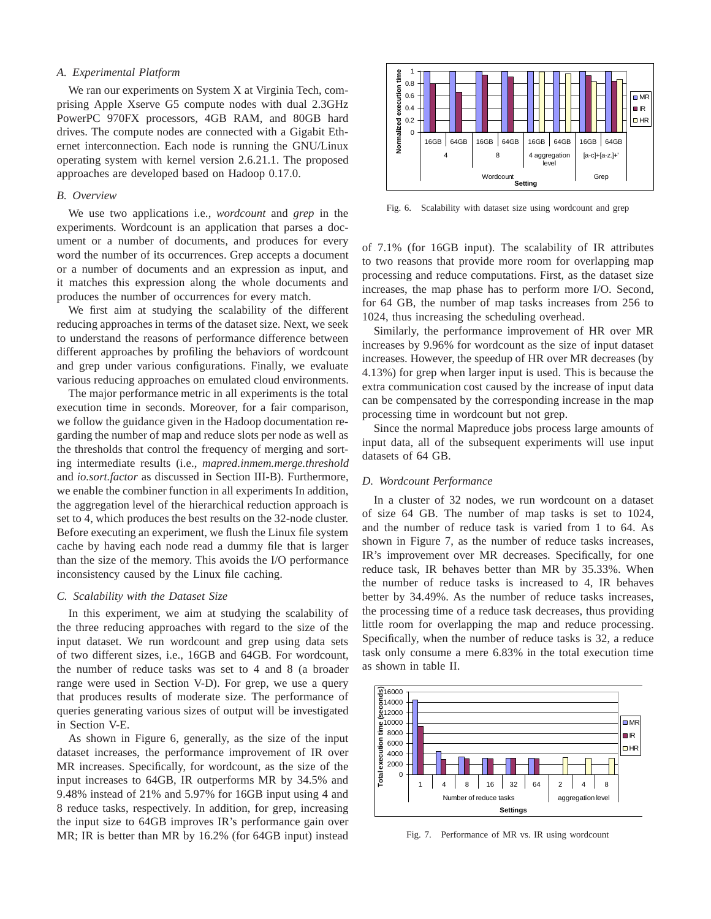### A. Experimental Platform

We ran our experiments on System X at Virginia Tech, comprising Apple Xserve G5 compute nodes with dual 2.3GHz PowerPC 970FX processors, 4GB RAM, and 80GB hard drives. The compute nodes are connected with a Gigabit Ethernet interconnection. Each node is running the GNU/Linux operating system with kernel version 2.6.21.1. The proposed approaches are developed based on Hadoop 0.17.0.

### B. Overview

We use two applications i.e., *wordcount* and *grep* in the experiments. Wordcount is an application that parses a document or a number of documents, and produces for every word the number of its occurrences. Grep accepts a document or a number of documents and an expression as input, and it matches this expression along the whole documents and produces the number of occurrences for every match.

We first aim at studying the scalability of the different reducing approaches in terms of the dataset size. Next, we seek to understand the reasons of performance difference between different approaches by profiling the behaviors of wordcount and grep under various configurations. Finally, we evaluate various reducing approaches on emulated cloud environments.

The major performance metric in all experiments is the total execution time in seconds. Moreover, for a fair comparison, we follow the guidance given in the Hadoop documentation regarding the number of map and reduce slots per node as well as the thresholds that control the frequency of merging and sorting intermediate results (i.e., *mapred.inmem.merge.threshold* and *io.sort.factor* as discussed in Section III-B). Furthermore, we enable the combiner function in all experiments In addition, the aggregation level of the hierarchical reduction approach is set to 4, which produces the best results on the 32-node cluster. Before executing an experiment, we flush the Linux file system cache by having each node read a dummy file that is larger than the size of the memory. This avoids the I/O performance inconsistency caused by the Linux file caching.

### C. Scalability with the Dataset Size

In this experiment, we aim at studying the scalability of the three reducing approaches with regard to the size of the input dataset. We run wordcount and grep using data sets of two different sizes, i.e., 16GB and 64GB. For wordcount, the number of reduce tasks was set to 4 and 8 (a broader range were used in Section V-D). For grep, we use a query that produces results of moderate size. The performance of queries generating various sizes of output will be investigated in Section V-E.

As shown in Figure 6, generally, as the size of the input dataset increases, the performance improvement of IR over MR increases. Specifically, for wordcount, as the size of the input increases to 64GB, IR outperforms MR by 34.5% and 9.48% instead of 21% and 5.97% for 16GB input using 4 and 8 reduce tasks, respectively. In addition, for grep, increasing the input size to 64GB improves IR's performance gain over MR; IR is better than MR by 16.2% (for 64GB input) instead of 7.1% (for 16GB input). The scalability of IR attributes to two reasons that provide more room for overlapping map processing and reduce computations. First, as the dataset size increases, the map phase has to perform more I/O. Second, for 64 GB, the number of map tasks increases from 256 to 1024, thus increasing the scheduling overhead.

Normalized execution time
1
0.8
0.6
0.4
0.2
0
16GB 64GB 16GB 64GB 16GB 64GB 16GB 64GB
4
8
4 aggregation level
[a-c]+[a-z.]+'
Wordcount
Grep
Setting
MR
IR
HR

Fig. 6. Scalability with dataset size using wordcount and grep

Similarly, the performance improvement of HR over MR increases by 9.96% for wordcount as the size of input dataset increases. However, the speedup of HR over MR decreases (by 4.13%) for grep when larger input is used. This is because the extra communication cost caused by the increase of input data can be compensated by the corresponding increase in the map processing time in wordcount but not grep.

Since the normal Mapreduce jobs process large amounts of input data, all of the subsequent experiments will use input datasets of 64 GB.

### D. Wordcount Performance

In a cluster of 32 nodes, we run wordcount on a dataset of size 64 GB. The number of map tasks is set to 1024, and the number of reduce task is varied from 1 to 64. As shown in Figure 7, as the number of reduce tasks increases, IR's improvement over MR decreases. Specifically, for one reduce task, IR behaves better than MR by 35.33%. When the number of reduce tasks is increased to 4, IR behaves better by 34.49%. As the number of reduce tasks increases, the processing time of a reduce task decreases, thus providing little room for overlapping the map and reduce processing. Specifically, when the number of reduce tasks is 32, a reduce task only consume a mere 6.83% in the total execution time as shown in table II.

Total execution time (seconds)
16000
14000
12000
10000
8000
6000
4000
2000
0
1 4 8 16 32 64 2 4 8
Number of reduce tasks
aggregation level
Settings
MR
IR
HR

Fig. 7. Performance of MR vs. IR using wordcount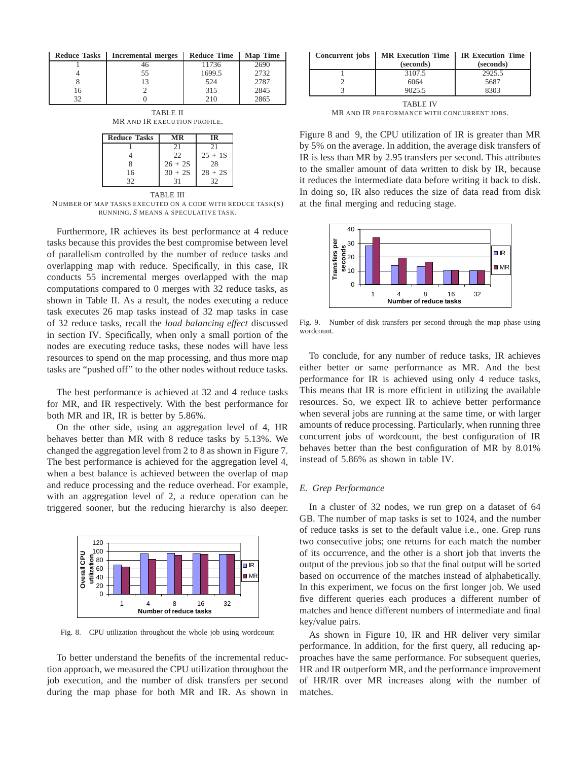| Reduce Tasks | Incremental merges | Reduce Time | Map Time |
|---|---|---|---|
| 1 | 46 | 11736 | 2690 |
| 4 | 55 | 1699.5 | 2732 |
| 8 | 13 | 524 | 2787 |
| 16 | 2 | 315 | 2845 |
| 32 | 0 | 210 | 2865 |

TABLE II
MR AND IR EXECUTION PROFILE.

| Reduce Tasks | MR | IR |
|---|---|---|
| 1 | 21 | 21 |
| 4 | 22 | 25 + 1S |
| 8 | 26 + 2S | 28 |
| 16 | 30 + 2S | 28 + 2S |
| 32 | 31 | 32 |

TABLE III
NUMBER OF MAP TASKS EXECUTED ON A CODE WITH REDUCE TASK(S) RUNNING. *S* MEANS A SPECULATIVE TASK.

Furthermore, IR achieves its best performance at 4 reduce tasks because this provides the best compromise between level of parallelism controlled by the number of reduce tasks and overlapping map with reduce. Specifically, in this case, IR conducts 55 incremental merges overlapped with the map computations compared to 0 merges with 32 reduce tasks, as shown in Table II. As a result, the nodes executing a reduce task executes 26 map tasks instead of 32 map tasks in case of 32 reduce tasks, recall the *load balancing effect* discussed in section IV. Specifically, when only a small portion of the nodes are executing reduce tasks, these nodes will have less resources to spend on the map processing, and thus more map tasks are "pushed off" to the other nodes without reduce tasks.

The best performance is achieved at 32 and 4 reduce tasks for MR, and IR respectively. With the best performance for both MR and IR, IR is better by 5.86%.

On the other side, using an aggregation level of 4, HR behaves better than MR with 8 reduce tasks by 5.13%. We changed the aggregation level from 2 to 8 as shown in Figure 7. The best performance is achieved for the aggregation level 4, when a best balance is achieved between the overlap of map and reduce processing and the reduce overhead. For example, with an aggregation level of 2, a reduce operation can be triggered sooner, but the reducing hierarchy is also deeper.

Fig. 8. CPU utilization throughout the whole job using wordcount

To better understand the benefits of the incremental reduction approach, we measured the CPU utilization throughout the job execution, and the number of disk transfers per second during the map phase for both MR and IR. As shown in Figure 8 and 9, the CPU utilization of IR is greater than MR by 5% on the average. In addition, the average disk transfers of IR is less than MR by 2.95 transfers per second. This attributes to the smaller amount of data written to disk by IR, because it reduces the intermediate data before writing it back to disk. In doing so, IR also reduces the size of data read from disk at the final merging and reducing stage.

| Concurrent jobs | MR Execution Time (seconds) | IR Execution Time (seconds) |
|---|---|---|
| 1 | 3107.5 | 2925.5 |
| 2 | 6064 | 5687 |
| 3 | 9025.5 | 8303 |

TABLE IV
MR AND IR PERFORMANCE WITH CONCURRENT JOBS.

Fig. 9. Number of disk transfers per second through the map phase using wordcount.

To conclude, for any number of reduce tasks, IR achieves either better or same performance as MR. And the best performance for IR is achieved using only 4 reduce tasks, This means that IR is more efficient in utilizing the available resources. So, we expect IR to achieve better performance when several jobs are running at the same time, or with larger amounts of reduce processing. Particularly, when running three concurrent jobs of wordcount, the best configuration of IR behaves better than the best configuration of MR by 8.01% instead of 5.86% as shown in table IV.

### *E. Grep Performance*

In a cluster of 32 nodes, we run grep on a dataset of 64 GB. The number of map tasks is set to 1024, and the number of reduce tasks is set to the default value i.e., one. Grep runs two consecutive jobs; one returns for each match the number of its occurrence, and the other is a short job that inverts the output of the previous job so that the final output will be sorted based on occurrence of the matches instead of alphabetically. In this experiment, we focus on the first longer job. We used five different queries each produces a different number of matches and hence different numbers of intermediate and final key/value pairs.

As shown in Figure 10, IR and HR deliver very similar performance. In addition, for the first query, all reducing approaches have the same performance. For subsequent queries, HR and IR outperform MR, and the performance improvement of HR/IR over MR increases along with the number of matches.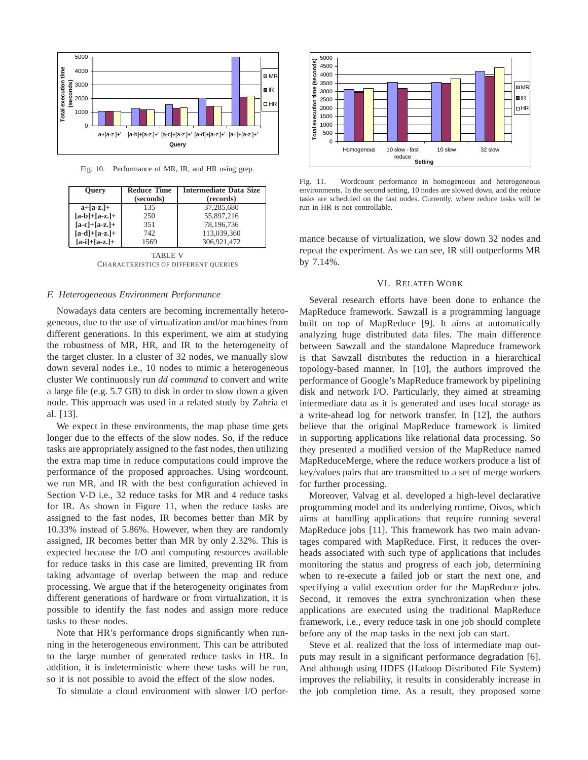Fig. 10. Performance of MR, IR, and HR using grep.

| Query | Reduce Time (seconds) | Intermediate Data Size (records) |
|---|---|---|
| a+[a-z.]+ | 135 | 37,285,680 |
| [a-b]+[a-z.]+ | 250 | 55,897,216 |
| [a-c]+[a-z.]+ | 351 | 78,196,736 |
| [a-d]+[a-z.]+ | 742 | 113,039,360 |
| [a-i]+[a-z.]+ | 1569 | 306,921,472 |

TABLE V
CHARACTERISTICS OF DIFFERENT QUERIES

### *F. Heterogeneous Environment Performance*

Nowadays data centers are becoming incrementally heterogeneous, due to the use of virtualization and/or machines from different generations. In this experiment, we aim at studying the robustness of MR, HR, and IR to the heterogeneity of the target cluster. In a cluster of 32 nodes, we manually slow down several nodes i.e., 10 nodes to mimic a heterogeneous cluster We continuously run *dd command* to convert and write a large file (e.g. 5.7 GB) to disk in order to slow down a given node. This approach was used in a related study by Zahria et al. [13].

We expect in these environments, the map phase time gets longer due to the effects of the slow nodes. So, if the reduce tasks are appropriately assigned to the fast nodes, then utilizing the extra map time in reduce computations could improve the performance of the proposed approaches. Using wordcount, we run MR, and IR with the best configuration achieved in Section V-D i.e., 32 reduce tasks for MR and 4 reduce tasks for IR. As shown in Figure 11, when the reduce tasks are assigned to the fast nodes, IR becomes better than MR by 10.33% instead of 5.86%. However, when they are randomly assigned, IR becomes better than MR by only 2.32%. This is expected because the I/O and computing resources available for reduce tasks in this case are limited, preventing IR from taking advantage of overlap between the map and reduce processing. We argue that if the heterogeneity originates from different generations of hardware or from virtualization, it is possible to identify the fast nodes and assign more reduce tasks to these nodes.

Note that HR's performance drops significantly when running in the heterogeneous environment. This can be attributed to the large number of generated reduce tasks in HR. In addition, it is indeterministic where these tasks will be run, so it is not possible to avoid the effect of the slow nodes.

To simulate a cloud environment with slower I/O performance because of virtualization, we slow down 32 nodes and repeat the experiment. As we can see, IR still outperforms MR by 7.14%.

Fig. 11. Wordcount performance in homogeneous and heterogeneous environments. In the second setting, 10 nodes are slowed down, and the reduce tasks are scheduled on the fast nodes. Currently, where reduce tasks will be run in HR is not controllable.

## VI. Related Work

Several research efforts have been done to enhance the MapReduce framework. Sawzall is a programming language built on top of MapReduce [9]. It aims at automatically analyzing huge distributed data files. The main difference between Sawzall and the standalone Mapreduce framework is that Sawzall distributes the reduction in a hierarchical topology-based manner. In [10], the authors improved the performance of Google's MapReduce framework by pipelining disk and network I/O. Particularly, they aimed at streaming intermediate data as it is generated and uses local storage as a write-ahead log for network transfer. In [12], the authors believe that the original MapReduce framework is limited in supporting applications like relational data processing. So they presented a modified version of the MapReduce named MapReduceMerge, where the reduce workers produce a list of key/values pairs that are transmitted to a set of merge workers for further processing.

Moreover, Valvag et al. developed a high-level declarative programming model and its underlying runtime, Oivos, which aims at handling applications that require running several MapReduce jobs [11]. This framework has two main advantages compared with MapReduce. First, it reduces the overheads associated with such type of applications that includes monitoring the status and progress of each job, determining when to re-execute a failed job or start the next one, and specifying a valid execution order for the MapReduce jobs. Second, it removes the extra synchronization when these applications are executed using the traditional MapReduce framework, i.e., every reduce task in one job should complete before any of the map tasks in the next job can start.

Steve et al. realized that the loss of intermediate map outputs may result in a significant performance degradation [6]. And although using HDFS (Hadoop Distributed File System) improves the reliability, it results in considerably increase in the job completion time. As a result, they proposed some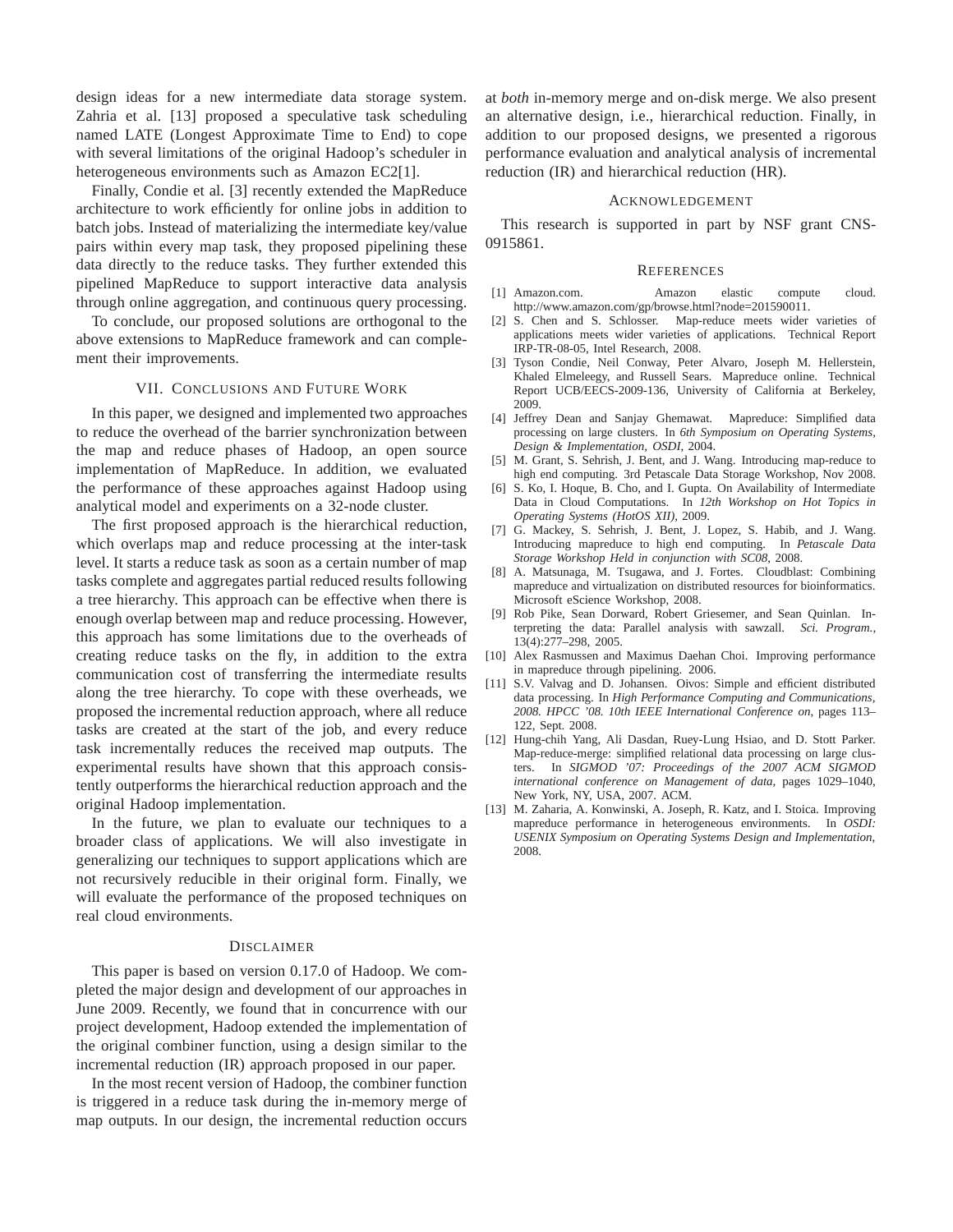design ideas for a new intermediate data storage system. Zahria et al. [13] proposed a speculative task scheduling named LATE (Longest Approximate Time to End) to cope with several limitations of the original Hadoop's scheduler in heterogeneous environments such as Amazon EC2[1].

Finally, Condie et al. [3] recently extended the MapReduce architecture to work efficiently for online jobs in addition to batch jobs. Instead of materializing the intermediate key/value pairs within every map task, they proposed pipelining these data directly to the reduce tasks. They further extended this pipelined MapReduce to support interactive data analysis through online aggregation, and continuous query processing.

To conclude, our proposed solutions are orthogonal to the above extensions to MapReduce framework and can complement their improvements.

## VII. Conclusions and Future Work

In this paper, we designed and implemented two approaches to reduce the overhead of the barrier synchronization between the map and reduce phases of Hadoop, an open source implementation of MapReduce. In addition, we evaluated the performance of these approaches against Hadoop using analytical model and experiments on a 32-node cluster.

The first proposed approach is the hierarchical reduction, which overlaps map and reduce processing at the inter-task level. It starts a reduce task as soon as a certain number of map tasks complete and aggregates partial reduced results following a tree hierarchy. This approach can be effective when there is enough overlap between map and reduce processing. However, this approach has some limitations due to the overheads of creating reduce tasks on the fly, in addition to the extra communication cost of transferring the intermediate results along the tree hierarchy. To cope with these overheads, we proposed the incremental reduction approach, where all reduce tasks are created at the start of the job, and every reduce task incrementally reduces the received map outputs. The experimental results have shown that this approach consistently outperforms the hierarchical reduction approach and the original Hadoop implementation.

In the future, we plan to evaluate our techniques to a broader class of applications. We will also investigate in generalizing our techniques to support applications which are not recursively reducible in their original form. Finally, we will evaluate the performance of the proposed techniques on real cloud environments.

## Disclaimer

This paper is based on version 0.17.0 of Hadoop. We completed the major design and development of our approaches in June 2009. Recently, we found that in concurrence with our project development, Hadoop extended the implementation of the original combiner function, using a design similar to the incremental reduction (IR) approach proposed in our paper.

In the most recent version of Hadoop, the combiner function is triggered in a reduce task during the in-memory merge of map outputs. In our design, the incremental reduction occurs at *both* in-memory merge and on-disk merge. We also present an alternative design, i.e., hierarchical reduction. Finally, in addition to our proposed designs, we presented a rigorous performance evaluation and analytical analysis of incremental reduction (IR) and hierarchical reduction (HR).

## Acknowledgement

This research is supported in part by NSF grant CNS-0915861.

## References

[1] Amazon.com. Amazon elastic compute cloud. http://www.amazon.com/gp/browse.html?node=201590011.

[2] S. Chen and S. Schlosser. Map-reduce meets wider varieties of applications meets wider varieties of applications. Technical Report IRP-TR-08-05, Intel Research, 2008.

[3] Tyson Condie, Neil Conway, Peter Alvaro, Joseph M. Hellerstein, Khaled Elmeleegy, and Russell Sears. Mapreduce online. Technical Report UCB/EECS-2009-136, University of California at Berkeley, 2009.

[4] Jeffrey Dean and Sanjay Ghemawat. Mapreduce: Simplified data processing on large clusters. In *6th Symposium on Operating Systems, Design & Implementation, OSDI*, 2004.

[5] M. Grant, S. Sehrish, J. Bent, and J. Wang. Introducing map-reduce to high end computing. 3rd Petascale Data Storage Workshop, Nov 2008.

[6] S. Ko, I. Hoque, B. Cho, and I. Gupta. On Availability of Intermediate Data in Cloud Computations. In *12th Workshop on Hot Topics in Operating Systems (HotOS XII)*, 2009.

[7] G. Mackey, S. Sehrish, J. Bent, J. Lopez, S. Habib, and J. Wang. Introducing mapreduce to high end computing. In *Petascale Data Storage Workshop Held in conjunction with SC08*, 2008.

[8] A. Matsunaga, M. Tsugawa, and J. Fortes. Cloudblast: Combining mapreduce and virtualization on distributed resources for bioinformatics. Microsoft eScience Workshop, 2008.

[9] Rob Pike, Sean Dorward, Robert Griesemer, and Sean Quinlan. Interpreting the data: Parallel analysis with sawzall. *Sci. Program.*, 13(4):277–298, 2005.

[10] Alex Rasmussen and Maximus Daehan Choi. Improving performance in mapreduce through pipelining. 2006.

[11] S.V. Valvag and D. Johansen. Oivos: Simple and efficient distributed data processing. In *High Performance Computing and Communications, 2008. HPCC '08. 10th IEEE International Conference on*, pages 113–122, Sept. 2008.

[12] Hung-chih Yang, Ali Dasdan, Ruey-Lung Hsiao, and D. Stott Parker. Map-reduce-merge: simplified relational data processing on large clusters. In *SIGMOD '07: Proceedings of the 2007 ACM SIGMOD international conference on Management of data*, pages 1029–1040, New York, NY, USA, 2007. ACM.

[13] M. Zaharia, A. Konwinski, A. Joseph, R. Katz, and I. Stoica. Improving mapreduce performance in heterogeneous environments. In *OSDI: USENIX Symposium on Operating Systems Design and Implementation*, 2008.